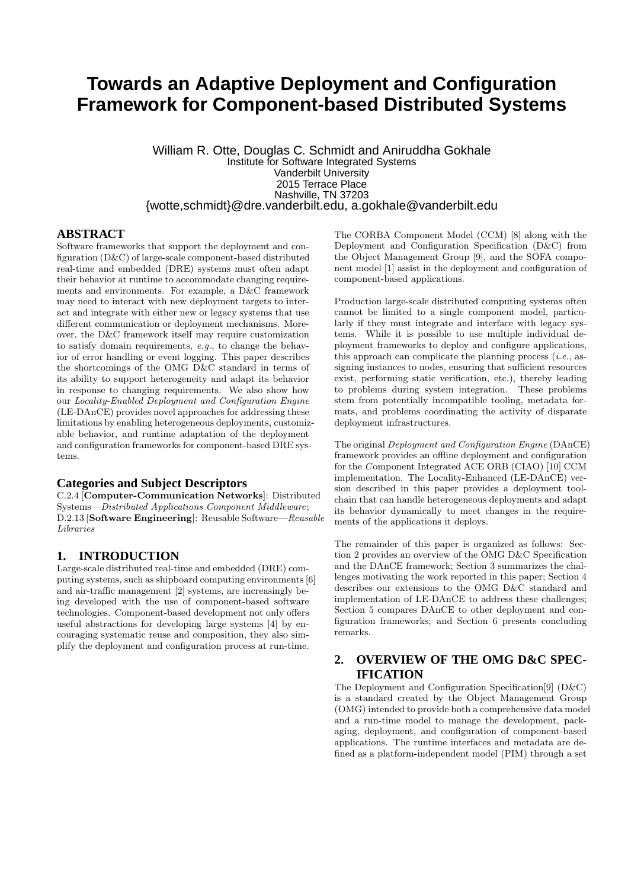# Towards an Adaptive Deployment and Configuration Framework for Component-based Distributed Systems

William R. Otte, Douglas C. Schmidt and Aniruddha Gokhale
Institute for Software Integrated Systems
Vanderbilt University
2015 Terrace Place
Nashville, TN 37203
{wotte,schmidt}@dre.vanderbilt.edu, a.gokhale@vanderbilt.edu

## ABSTRACT

Software frameworks that support the deployment and configuration (D&C) of large-scale component-based distributed real-time and embedded (DRE) systems must often adapt their behavior at runtime to accommodate changing requirements and environments. For example, a D&C framework may need to interact with new deployment targets to interact and integrate with either new or legacy systems that use different communication or deployment mechanisms. Moreover, the D&C framework itself may require customization to satisfy domain requirements, *e.g.*, to change the behavior of error handling or event logging. This paper describes the shortcomings of the OMG D&C standard in terms of its ability to support heterogeneity and adapt its behavior in response to changing requirements. We also show how our *Locality-Enabled Deployment and Configuration Engine* (LE-DAnCE) provides novel approaches for addressing these limitations by enabling heterogeneous deployments, customizable behavior, and runtime adaptation of the deployment and configuration frameworks for component-based DRE systems.

### Categories and Subject Descriptors

C.2.4 [**Computer-Communication Networks**]: Distributed Systems—*Distributed Applications Component Middleware*; D.2.13 [**Software Engineering**]: Reusable Software—*Reusable Libraries*

## 1. INTRODUCTION

Large-scale distributed real-time and embedded (DRE) computing systems, such as shipboard computing environments [6] and air-traffic management [2] systems, are increasingly being developed with the use of component-based software technologies. Component-based development not only offers useful abstractions for developing large systems [4] by encouraging systematic reuse and composition, they also simplify the deployment and configuration process at run-time.

The CORBA Component Model (CCM) [8] along with the Deployment and Configuration Specification (D&C) from the Object Management Group [9], and the SOFA component model [1] assist in the deployment and configuration of component-based applications.

Production large-scale distributed computing systems often cannot be limited to a single component model, particularly if they must integrate and interface with legacy systems. While it is possible to use multiple individual deployment frameworks to deploy and configure applications, this approach can complicate the planning process (*i.e.*, assigning instances to nodes, ensuring that sufficient resources exist, performing static verification, etc.), thereby leading to problems during system integration. These problems stem from potentially incompatible tooling, metadata formats, and problems coordinating the activity of disparate deployment infrastructures.

The original *Deployment and Configuration Engine* (DAnCE) framework provides an offline deployment and configuration for the *C*omponent Integrated ACE ORB (CIAO) [10] CCM implementation. The Locality-Enhanced (LE-DAnCE) version described in this paper provides a deployment toolchain that can handle heterogeneous deployments and adapt its behavior dynamically to meet changes in the requirements of the applications it deploys.

The remainder of this paper is organized as follows: Section 2 provides an overview of the OMG D&C Specification and the DAnCE framework; Section 3 summarizes the challenges motivating the work reported in this paper; Section 4 describes our extensions to the OMG D&C standard and implementation of LE-DAnCE to address these challenges; Section 5 compares DAnCE to other deployment and configuration frameworks; and Section 6 presents concluding remarks.

## 2. OVERVIEW OF THE OMG D&C SPECIFICATION

The Deployment and Configuration Specification[9] (D&C) is a standard created by the Object Management Group (OMG) intended to provide both a comprehensive data model and a run-time model to manage the development, packaging, deployment, and configuration of component-based applications. The runtime interfaces and metadata are defined as a platform-independent model (PIM) through a set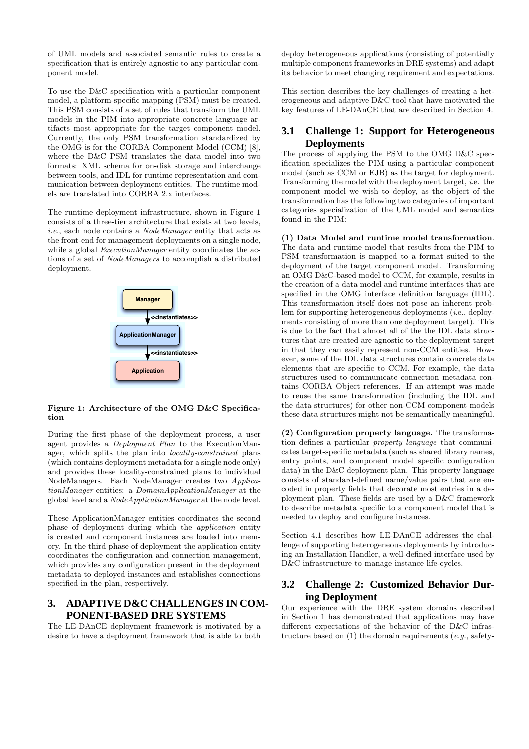of UML models and associated semantic rules to create a specification that is entirely agnostic to any particular component model.

To use the D&C specification with a particular component model, a platform-specific mapping (PSM) must be created. This PSM consists of a set of rules that transform the UML models in the PIM into appropriate concrete language artifacts most appropriate for the target component model. Currently, the only PSM transformation standardized by the OMG is for the CORBA Component Model (CCM) [8], where the D&C PSM translates the data model into two formats: XML schema for on-disk storage and interchange between tools, and IDL for runtime representation and communication between deployment entities. The runtime models are translated into CORBA 2.x interfaces.

The runtime deployment infrastructure, shown in Figure 1 consists of a three-tier architecture that exists at two levels, *i.e.*, each node contains a *NodeManager* entity that acts as the front-end for management deployments on a single node, while a global *ExecutionManager* entity coordinates the actions of a set of *NodeManagers* to accomplish a distributed deployment.

**Figure 1: Architecture of the OMG D&C Specification**

During the first phase of the deployment process, a user agent provides a *Deployment Plan* to the ExecutionManager, which splits the plan into *locality-constrained* plans (which contains deployment metadata for a single node only) and provides these locality-constrained plans to individual NodeManagers. Each NodeManager creates two *ApplicationManager* entities: a *DomainApplicationManager* at the global level and a *NodeApplicationManager* at the node level.

These ApplicationManager entities coordinates the second phase of deployment during which the *application* entity is created and component instances are loaded into memory. In the third phase of deployment the application entity coordinates the configuration and connection management, which provides any configuration present in the deployment metadata to deployed instances and establishes connections specified in the plan, respectively.

# 3. ADAPTIVE D&C CHALLENGES IN COMPONENT-BASED DRE SYSTEMS

The LE-DAnCE deployment framework is motivated by a desire to have a deployment framework that is able to both deploy heterogeneous applications (consisting of potentially multiple component frameworks in DRE systems) and adapt its behavior to meet changing requirement and expectations.

This section describes the key challenges of creating a heterogeneous and adaptive D&C tool that have motivated the key features of LE-DAnCE that are described in Section 4.

## 3.1 Challenge 1: Support for Heterogeneous Deployments

The process of applying the PSM to the OMG D&C specification specializes the PIM using a particular component model (such as CCM or EJB) as the target for deployment. Transforming the model with the deployment target, *i.e.* the component model we wish to deploy, as the object of the transformation has the following two categories of important categories specialization of the UML model and semantics found in the PIM:

**(1) Data Model and runtime model transformation**. The data and runtime model that results from the PIM to PSM transformation is mapped to a format suited to the deployment of the target component model. Transforming an OMG D&C-based model to CCM, for example, results in the creation of a data model and runtime interfaces that are specified in the OMG interface definition language (IDL). This transformation itself does not pose an inherent problem for supporting heterogeneous deployments (*i.e.*, deployments consisting of more than one deployment target). This is due to the fact that almost all of the the IDL data structures that are created are agnostic to the deployment target in that they can easily represent non-CCM entities. However, some of the IDL data structures contain concrete data elements that are specific to CCM. For example, the data structures used to communicate connection metadata contains CORBA Object references. If an attempt was made to reuse the same transformation (including the IDL and the data structures) for other non-CCM component models these data structures might not be semantically meaningful.

**(2) Configuration property language.** The transformation defines a particular *property language* that communicates target-specific metadata (such as shared library names, entry points, and component model specific configuration data) in the D&C deployment plan. This property language consists of standard-defined name/value pairs that are encoded in property fields that decorate most entries in a deployment plan. These fields are used by a D&C framework to describe metadata specific to a component model that is needed to deploy and configure instances.

Section 4.1 describes how LE-DAnCE addresses the challenge of supporting heterogeneous deployments by introducing an Installation Handler, a well-defined interface used by D&C infrastructure to manage instance life-cycles.

## 3.2 Challenge 2: Customized Behavior During Deployment

Our experience with the DRE system domains described in Section 1 has demonstrated that applications may have different expectations of the behavior of the D&C infrastructure based on (1) the domain requirements (*e.g.*, safety-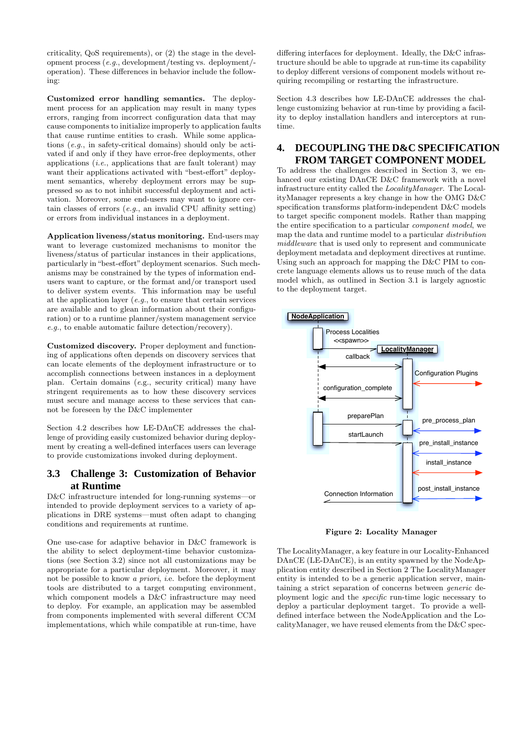criticality, QoS requirements), or (2) the stage in the development process (*e.g.*, development/testing vs. deployment/operation). These differences in behavior include the following:

**Customized error handling semantics.** The deployment process for an application may result in many types errors, ranging from incorrect configuration data that may cause components to initialize improperly to application faults that cause runtime entities to crash. While some applications (*e.g.*, in safety-critical domains) should only be activated if and only if they have error-free deployments, other applications (*i.e.*, applications that are fault tolerant) may want their applications activated with "best-effort" deployment semantics, whereby deployment errors may be suppressed so as to not inhibit successful deployment and activation. Moreover, some end-users may want to ignore certain classes of errors (*e.g.*, an invalid CPU affinity setting) or errors from individual instances in a deployment.

**Application liveness/status monitoring.** End-users may want to leverage customized mechanisms to monitor the liveness/status of particular instances in their applications, particularly in "best-effort" deployment scenarios. Such mechanisms may be constrained by the types of information end-users want to capture, or the format and/or transport used to deliver system events. This information may be useful at the application layer (*e.g.*, to ensure that certain services are available and to glean information about their configuration) or to a runtime planner/system management service *e.g.*, to enable automatic failure detection/recovery).

**Customized discovery.** Proper deployment and functioning of applications often depends on discovery services that can locate elements of the deployment infrastructure or to accomplish connections between instances in a deployment plan. Certain domains (*e.g.*, security critical) many have stringent requirements as to how these discovery services must secure and manage access to these services that cannot be foreseen by the D&C implementer

Section 4.2 describes how LE-DAnCE addresses the challenge of providing easily customized behavior during deployment by creating a well-defined interfaces users can leverage to provide customizations invoked during deployment.

### 3.3 Challenge 3: Customization of Behavior at Runtime

D&C infrastructure intended for long-running systems—or intended to provide deployment services to a variety of applications in DRE systems—must often adapt to changing conditions and requirements at runtime.

One use-case for adaptive behavior in D&C framework is the ability to select deployment-time behavior customizations (see Section 3.2) since not all customizations may be appropriate for a particular deployment. Moreover, it may not be possible to know *a priori*, *i.e.* before the deployment tools are distributed to a target computing environment, which component models a D&C infrastructure may need to deploy. For example, an application may be assembled from components implemented with several different CCM implementations, which while compatible at run-time, have differing interfaces for deployment. Ideally, the D&C infrastructure should be able to upgrade at run-time its capability to deploy different versions of component models without requiring recompiling or restarting the infrastructure.

Section 4.3 describes how LE-DAnCE addresses the challenge customizing behavior at run-time by providing a facility to deploy installation handlers and interceptors at runtime.

## 4. DECOUPLING THE D&C SPECIFICATION FROM TARGET COMPONENT MODEL

To address the challenges described in Section 3, we enhanced our existing DAnCE D&C framework with a novel infrastructure entity called the *LocalityManager*. The LocalityManager represents a key change in how the OMG D&C specification transforms platform-independent D&C models to target specific component models. Rather than mapping the entire specification to a particular *component model*, we map the data and runtime model to a particular *distribution middleware* that is used only to represent and communicate deployment metadata and deployment directives at runtime. Using such an approach for mapping the D&C PIM to concrete language elements allows us to reuse much of the data model which, as outlined in Section 3.1 is largely agnostic to the deployment target.

**Figure 2: Locality Manager**

The LocalityManager, a key feature in our Locality-Enhanced DAnCE (LE-DAnCE), is an entity spawned by the NodeApplication entity described in Section 2 The LocalityManager entity is intended to be a generic application server, maintaining a strict separation of concerns between *generic* deployment logic and the *specific* run-time logic necessary to deploy a particular deployment target. To provide a well-defined interface between the NodeApplication and the LocalityManager, we have reused elements from the D&C spec-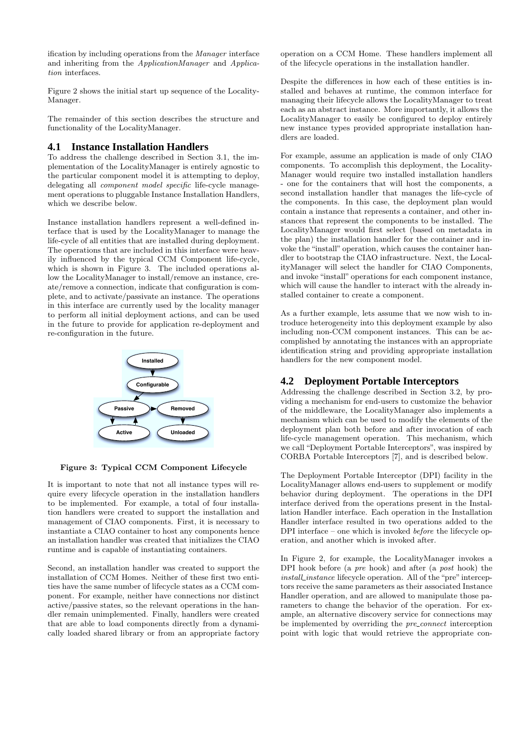ification by including operations from the *Manager* interface and inheriting from the *ApplicationManager* and *Application* interfaces.

Figure 2 shows the initial start up sequence of the LocalityManager.

The remainder of this section describes the structure and functionality of the LocalityManager.

## 4.1 Instance Installation Handlers

To address the challenge described in Section 3.1, the implementation of the LocalityManager is entirely agnostic to the particular component model it is attempting to deploy, delegating all *component model specific* life-cycle management operations to pluggable Instance Installation Handlers, which we describe below.

Instance installation handlers represent a well-defined interface that is used by the LocalityManager to manage the life-cycle of all entities that are installed during deployment. The operations that are included in this interface were heavily influenced by the typical CCM Component life-cycle, which is shown in Figure 3. The included operations allow the LocalityManager to install/remove an instance, create/remove a connection, indicate that configuration is complete, and to activate/passivate an instance. The operations in this interface are currently used by the locality manager to perform all initial deployment actions, and can be used in the future to provide for application re-deployment and re-configuration in the future.

**Figure 3: Typical CCM Component Lifecycle**

It is important to note that not all instance types will require every lifecycle operation in the installation handlers to be implemented. For example, a total of four installation handlers were created to support the installation and management of CIAO components. First, it is necessary to instantiate a CIAO container to host any components hence an installation handler was created that initializes the CIAO runtime and is capable of instantiating containers.

Second, an installation handler was created to support the installation of CCM Homes. Neither of these first two entities have the same number of lifecycle states as a CCM component. For example, neither have connections nor distinct active/passive states, so the relevant operations in the handler remain unimplemented. Finally, handlers were created that are able to load components directly from a dynamically loaded shared library or from an appropriate factory operation on a CCM Home. These handlers implement all of the lifecycle operations in the installation handler.

Despite the differences in how each of these entities is installed and behaves at runtime, the common interface for managing their lifecycle allows the LocalityManager to treat each as an abstract instance. More importantly, it allows the LocalityManager to easily be configured to deploy entirely new instance types provided appropriate installation handlers are loaded.

For example, assume an application is made of only CIAO components. To accomplish this deployment, the LocalityManager would require two installed installation handlers - one for the containers that will host the components, a second installation handler that manages the life-cycle of the components. In this case, the deployment plan would contain a instance that represents a container, and other instances that represent the components to be installed. The LocalityManager would first select (based on metadata in the plan) the installation handler for the container and invoke the "install" operation, which causes the container handler to bootstrap the CIAO infrastructure. Next, the LocalityManager will select the handler for CIAO Components, and invoke "install" operations for each component instance, which will cause the handler to interact with the already installed container to create a component.

As a further example, lets assume that we now wish to introduce heterogeneity into this deployment example by also including non-CCM component instances. This can be accomplished by annotating the instances with an appropriate identification string and providing appropriate installation handlers for the new component model.

## 4.2 Deployment Portable Interceptors

Addressing the challenge described in Section 3.2, by providing a mechanism for end-users to customize the behavior of the middleware, the LocalityManager also implements a mechanism which can be used to modify the elements of the deployment plan both before and after invocation of each life-cycle management operation. This mechanism, which we call "Deployment Portable Interceptors", was inspired by CORBA Portable Interceptors [7], and is described below.

The Deployment Portable Interceptor (DPI) facility in the LocalityManager allows end-users to supplement or modify behavior during deployment. The operations in the DPI interface derived from the operations present in the Installation Handler interface. Each operation in the Installation Handler interface resulted in two operations added to the DPI interface – one which is invoked *before* the lifecycle operation, and another which is invoked after.

In Figure 2, for example, the LocalityManager invokes a DPI hook before (a *pre* hook) and after (a *post* hook) the *install_instance* lifecycle operation. All of the "pre" interceptors receive the same parameters as their associated Instance Handler operation, and are allowed to manipulate those parameters to change the behavior of the operation. For example, an alternative discovery service for connections may be implemented by overriding the *pre_connect* interception point with logic that would retrieve the appropriate con-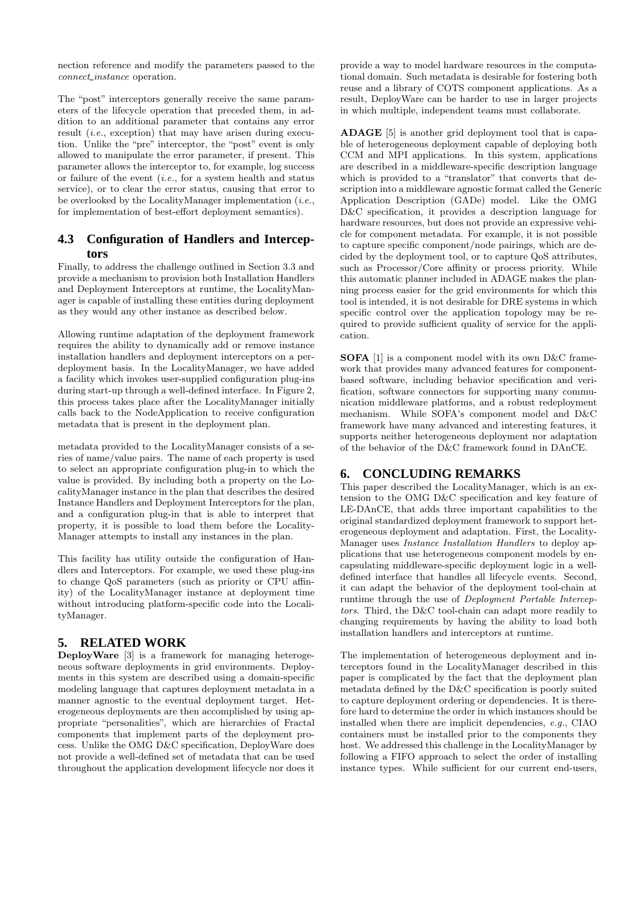nection reference and modify the parameters passed to the *connect_instance* operation.

The "post" interceptors generally receive the same parameters of the lifecycle operation that preceded them, in addition to an additional parameter that contains any error result (*i.e.*, exception) that may have arisen during execution. Unlike the "pre" interceptor, the "post" event is only allowed to manipulate the error parameter, if present. This parameter allows the interceptor to, for example, log success or failure of the event (*i.e.*, for a system health and status service), or to clear the error status, causing that error to be overlooked by the LocalityManager implementation (*i.e.*, for implementation of best-effort deployment semantics).

### 4.3 Configuration of Handlers and Interceptors

Finally, to address the challenge outlined in Section 3.3 and provide a mechanism to provision both Installation Handlers and Deployment Interceptors at runtime, the LocalityManager is capable of installing these entities during deployment as they would any other instance as described below.

Allowing runtime adaptation of the deployment framework requires the ability to dynamically add or remove instance installation handlers and deployment interceptors on a per-deployment basis. In the LocalityManager, we have added a facility which invokes user-supplied configuration plug-ins during start-up through a well-defined interface. In Figure 2, this process takes place after the LocalityManager initially calls back to the NodeApplication to receive configuration metadata that is present in the deployment plan.

metadata provided to the LocalityManager consists of a series of name/value pairs. The name of each property is used to select an appropriate configuration plug-in to which the value is provided. By including both a property on the LocalityManager instance in the plan that describes the desired Instance Handlers and Deployment Interceptors for the plan, and a configuration plug-in that is able to interpret that property, it is possible to load them before the LocalityManager attempts to install any instances in the plan.

This facility has utility outside the configuration of Handlers and Interceptors. For example, we used these plug-ins to change QoS parameters (such as priority or CPU affinity) of the LocalityManager instance at deployment time without introducing platform-specific code into the LocalityManager.

## 5. RELATED WORK

**DeployWare** [3] is a framework for managing heterogeneous software deployments in grid environments. Deployments in this system are described using a domain-specific modeling language that captures deployment metadata in a manner agnostic to the eventual deployment target. Heterogeneous deployments are then accomplished by using appropriate "personalities", which are hierarchies of Fractal components that implement parts of the deployment process. Unlike the OMG D&C specification, DeployWare does not provide a well-defined set of metadata that can be used throughout the application development lifecycle nor does it provide a way to model hardware resources in the computational domain. Such metadata is desirable for fostering both reuse and a library of COTS component applications. As a result, DeployWare can be harder to use in larger projects in which multiple, independent teams must collaborate.

**ADAGE** [5] is another grid deployment tool that is capable of heterogeneous deployment capable of deploying both CCM and MPI applications. In this system, applications are described in a middleware-specific description language which is provided to a "translator" that converts that description into a middleware agnostic format called the Generic Application Description (GADe) model. Like the OMG D&C specification, it provides a description language for hardware resources, but does not provide an expressive vehicle for component metadata. For example, it is not possible to capture specific component/node pairings, which are decided by the deployment tool, or to capture QoS attributes, such as Processor/Core affinity or process priority. While this automatic planner included in ADAGE makes the planning process easier for the grid environments for which this tool is intended, it is not desirable for DRE systems in which specific control over the application topology may be required to provide sufficient quality of service for the application.

**SOFA** [1] is a component model with its own D&C framework that provides many advanced features for component-based software, including behavior specification and verification, software connectors for supporting many communication middleware platforms, and a robust redeployment mechanism. While SOFA's component model and D&C framework have many advanced and interesting features, it supports neither heterogeneous deployment nor adaptation of the behavior of the D&C framework found in DAnCE.

## 6. CONCLUDING REMARKS

This paper described the LocalityManager, which is an extension to the OMG D&C specification and key feature of LE-DAnCE, that adds three important capabilities to the original standardized deployment framework to support heterogeneous deployment and adaptation. First, the LocalityManager uses *Instance Installation Handlers* to deploy applications that use heterogeneous component models by encapsulating middleware-specific deployment logic in a well-defined interface that handles all lifecycle events. Second, it can adapt the behavior of the deployment tool-chain at runtime through the use of *Deployment Portable Interceptors*. Third, the D&C tool-chain can adapt more readily to changing requirements by having the ability to load both installation handlers and interceptors at runtime.

The implementation of heterogeneous deployment and interceptors found in the LocalityManager described in this paper is complicated by the fact that the deployment plan metadata defined by the D&C specification is poorly suited to capture deployment ordering or dependencies. It is therefore hard to determine the order in which instances should be installed when there are implicit dependencies, *e.g.*, CIAO containers must be installed prior to the components they host. We addressed this challenge in the LocalityManager by following a FIFO approach to select the order of installing instance types. While sufficient for our current end-users,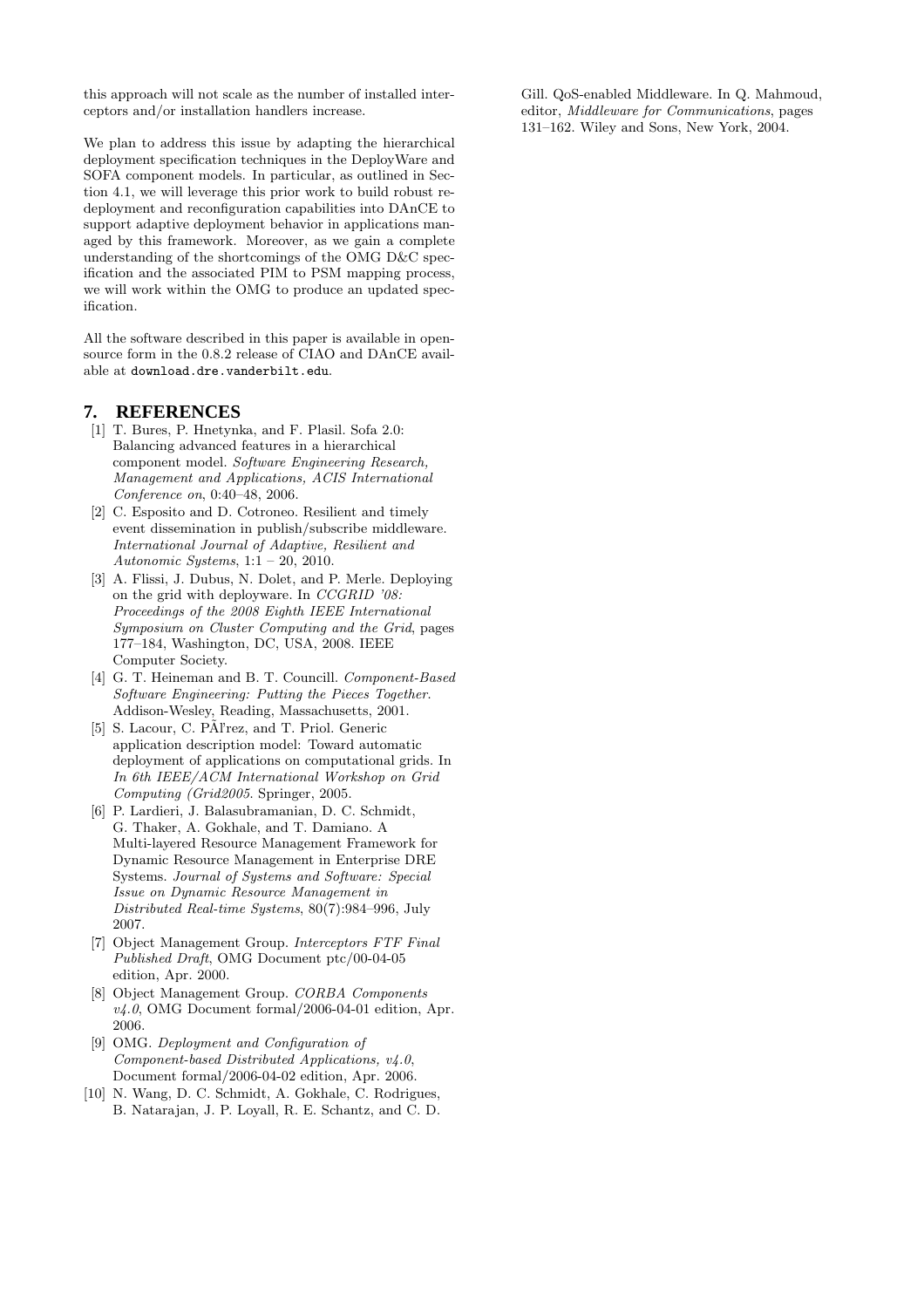this approach will not scale as the number of installed interceptors and/or installation handlers increase.

We plan to address this issue by adapting the hierarchical deployment specification techniques in the DeployWare and SOFA component models. In particular, as outlined in Section 4.1, we will leverage this prior work to build robust redeployment and reconfiguration capabilities into DAnCE to support adaptive deployment behavior in applications managed by this framework. Moreover, as we gain a complete understanding of the shortcomings of the OMG D&C specification and the associated PIM to PSM mapping process, we will work within the OMG to produce an updated specification.

All the software described in this paper is available in open-source form in the 0.8.2 release of CIAO and DAnCE available at `download.dre.vanderbilt.edu`.

## 7. REFERENCES

[1] T. Bures, P. Hnetynka, and F. Plasil. Sofa 2.0: Balancing advanced features in a hierarchical component model. *Software Engineering Research, Management and Applications, ACIS International Conference on*, 0:40–48, 2006.

[2] C. Esposito and D. Cotroneo. Resilient and timely event dissemination in publish/subscribe middleware. *International Journal of Adaptive, Resilient and Autonomic Systems*, 1:1 – 20, 2010.

[3] A. Flissi, J. Dubus, N. Dolet, and P. Merle. Deploying on the grid with deployware. In *CCGRID '08: Proceedings of the 2008 Eighth IEEE International Symposium on Cluster Computing and the Grid*, pages 177–184, Washington, DC, USA, 2008. IEEE Computer Society.

[4] G. T. Heineman and B. T. Councill. *Component-Based Software Engineering: Putting the Pieces Together*. Addison-Wesley, Reading, Massachusetts, 2001.

[5] S. Lacour, C. PÃl'rez, and T. Priol. Generic application description model: Toward automatic deployment of applications on computational grids. In *In 6th IEEE/ACM International Workshop on Grid Computing (Grid2005*. Springer, 2005.

[6] P. Lardieri, J. Balasubramanian, D. C. Schmidt, G. Thaker, A. Gokhale, and T. Damiano. A Multi-layered Resource Management Framework for Dynamic Resource Management in Enterprise DRE Systems. *Journal of Systems and Software: Special Issue on Dynamic Resource Management in Distributed Real-time Systems*, 80(7):984–996, July 2007.

[7] Object Management Group. *Interceptors FTF Final Published Draft*, OMG Document ptc/00-04-05 edition, Apr. 2000.

[8] Object Management Group. *CORBA Components v4.0*, OMG Document formal/2006-04-01 edition, Apr. 2006.

[9] OMG. *Deployment and Configuration of Component-based Distributed Applications, v4.0*, Document formal/2006-04-02 edition, Apr. 2006.

[10] N. Wang, D. C. Schmidt, A. Gokhale, C. Rodrigues, B. Natarajan, J. P. Loyall, R. E. Schantz, and C. D. Gill. QoS-enabled Middleware. In Q. Mahmoud, editor, *Middleware for Communications*, pages 131–162. Wiley and Sons, New York, 2004.